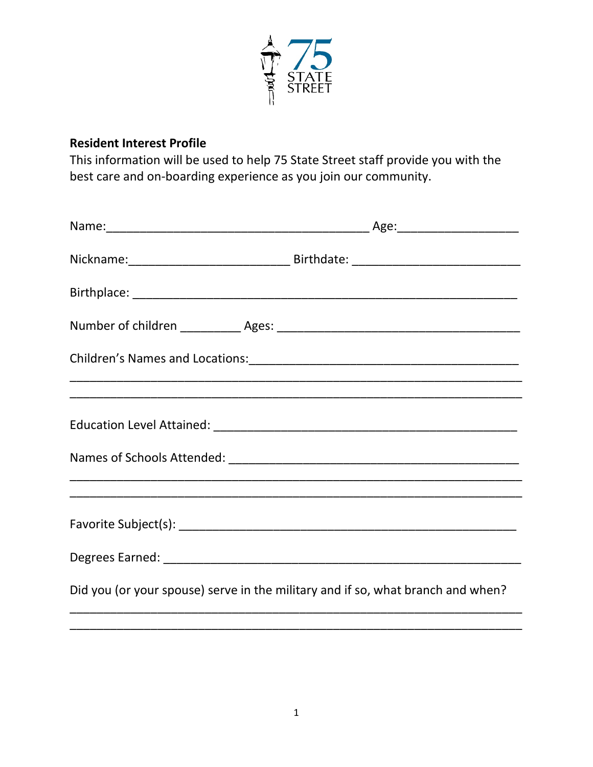75 STATE STREET

**Resident Interest Profile**

This information will be used to help 75 State Street staff provide you with the best care and on-boarding experience as you join our community.

Name:_______________________________________ Age:__________________

Nickname:________________________ Birthdate: _________________________

Birthplace: _________________________________________________________

Number of children _________ Ages: ____________________________________

Children's Names and Locations:________________________________________

____________________________________________________________________

____________________________________________________________________

Education Level Attained: _____________________________________________

Names of Schools Attended: ____________________________________________

____________________________________________________________________

____________________________________________________________________

Favorite Subject(s): __________________________________________________

Degrees Earned: _____________________________________________________

Did you (or your spouse) serve in the military and if so, what branch and when?

____________________________________________________________________

____________________________________________________________________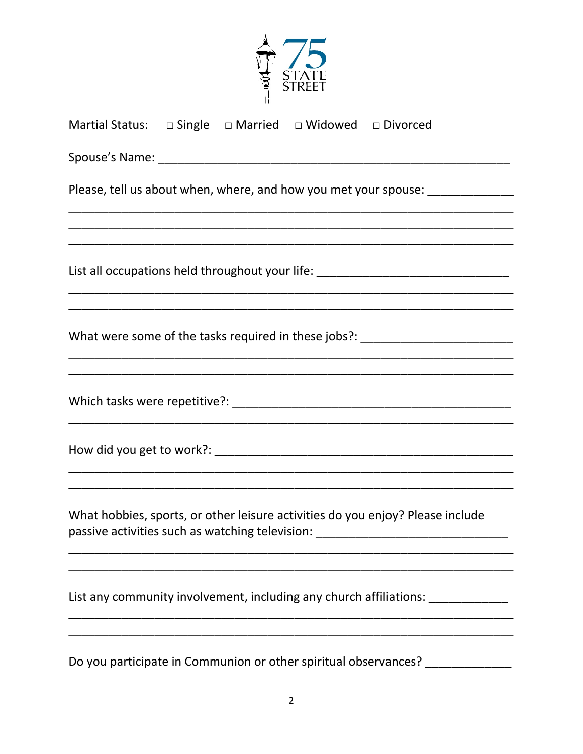75 STATE STREET

Martial Status: □ Single □ Married □ Widowed □ Divorced

Spouse's Name: ______________________________________________________

Please, tell us about when, where, and how you met your spouse: ____________
_______________________________________________________________________
_______________________________________________________________________
_______________________________________________________________________

List all occupations held throughout your life: ______________________________
_______________________________________________________________________
_______________________________________________________________________

What were some of the tasks required in these jobs?: _______________________
_______________________________________________________________________
_______________________________________________________________________

Which tasks were repetitive?: __________________________________________
_______________________________________________________________________

How did you get to work?: ____________________________________________
_______________________________________________________________________
_______________________________________________________________________

What hobbies, sports, or other leisure activities do you enjoy? Please include passive activities such as watching television: ____________________________
_______________________________________________________________________
_______________________________________________________________________

List any community involvement, including any church affiliations: ___________
_______________________________________________________________________
_______________________________________________________________________

Do you participate in Communion or other spiritual observances? ____________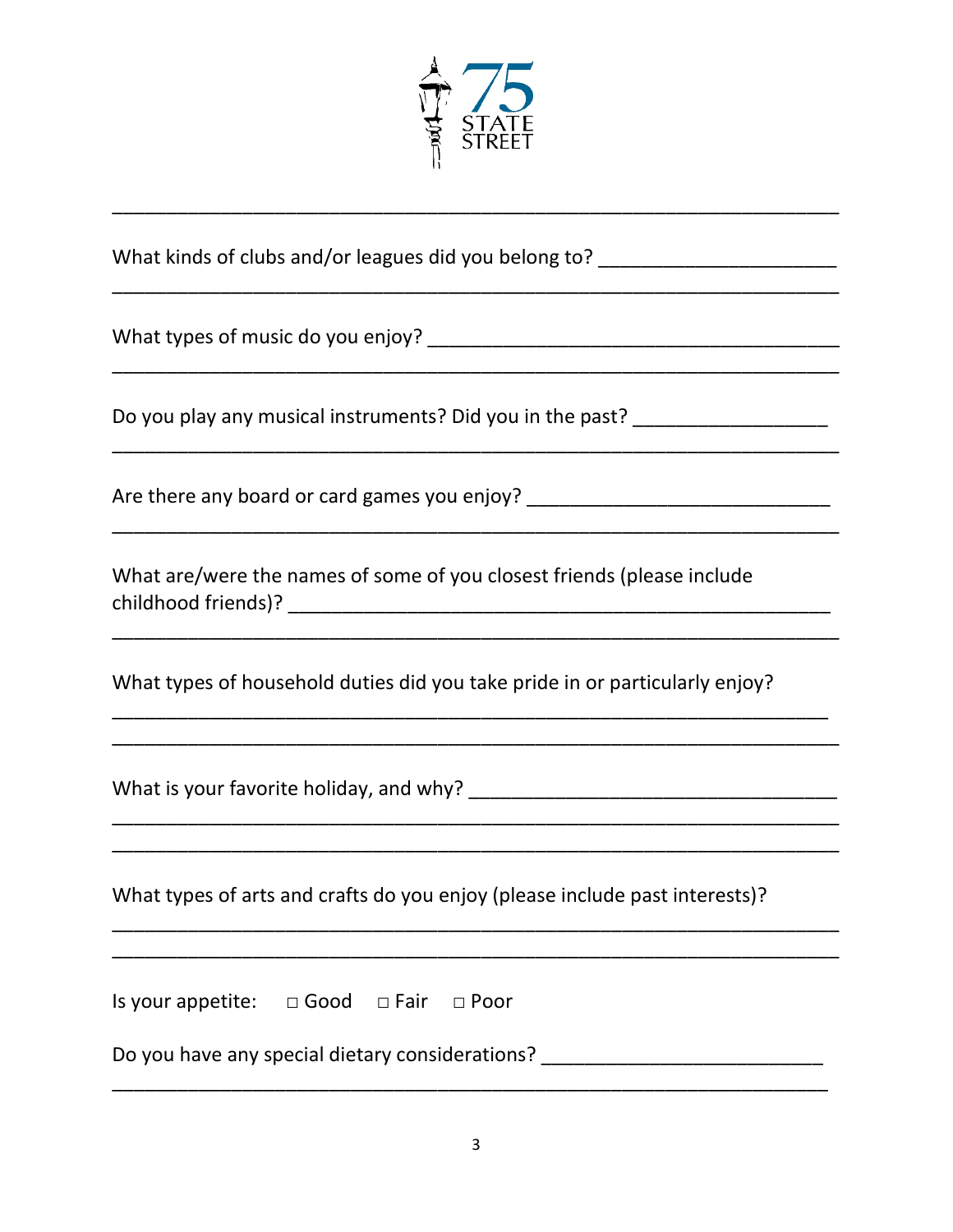What kinds of clubs and/or leagues did you belong to? ______________________

_____________________________________________________________________

What types of music do you enjoy? ______________________________________

_____________________________________________________________________

Do you play any musical instruments? Did you in the past? __________________

_____________________________________________________________________

Are there any board or card games you enjoy? ____________________________

_____________________________________________________________________

What are/were the names of some of you closest friends (please include childhood friends)? ____________________________________________________

_____________________________________________________________________

What types of household duties did you take pride in or particularly enjoy?

_____________________________________________________________________

_____________________________________________________________________

What is your favorite holiday, and why? __________________________________

_____________________________________________________________________

_____________________________________________________________________

What types of arts and crafts do you enjoy (please include past interests)?

_____________________________________________________________________

_____________________________________________________________________

Is your appetite: □ Good □ Fair □ Poor

Do you have any special dietary considerations? __________________________

_____________________________________________________________________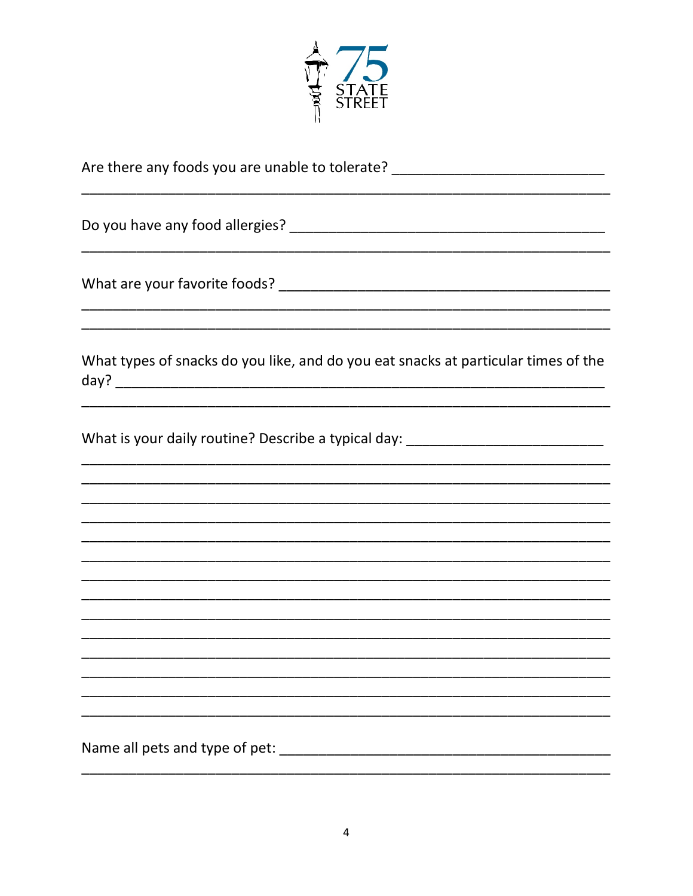75 STATE STREET

Are there any foods you are unable to tolerate? ___________________________
_____________________________________________________________________

Do you have any food allergies? ___________________________________________
_____________________________________________________________________

What are your favorite foods? ______________________________________________
_____________________________________________________________________
_____________________________________________________________________

What types of snacks do you like, and do you eat snacks at particular times of the day? _____________________________________________________________
_____________________________________________________________________

What is your daily routine? Describe a typical day: __________________________
_____________________________________________________________________
_____________________________________________________________________
_____________________________________________________________________
_____________________________________________________________________
_____________________________________________________________________
_____________________________________________________________________
_____________________________________________________________________
_____________________________________________________________________
_____________________________________________________________________
_____________________________________________________________________
_____________________________________________________________________
_____________________________________________________________________
_____________________________________________________________________
_____________________________________________________________________

Name all pets and type of pet: ______________________________________________
_____________________________________________________________________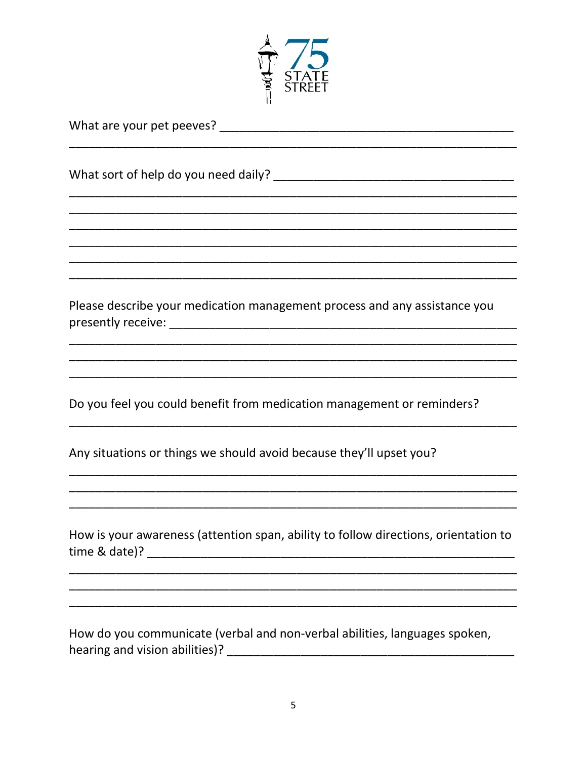75 STATE STREET

What are your pet peeves? ___________________________________________
_________________________________________________________________

What sort of help do you need daily? ____________________________________
_________________________________________________________________
_________________________________________________________________
_________________________________________________________________
_________________________________________________________________
_________________________________________________________________
_________________________________________________________________

Please describe your medication management process and any assistance you presently receive: _____________________________________________________
_________________________________________________________________
_________________________________________________________________
_________________________________________________________________

Do you feel you could benefit from medication management or reminders?
_________________________________________________________________

Any situations or things we should avoid because they'll upset you?
_________________________________________________________________
_________________________________________________________________
_________________________________________________________________

How is your awareness (attention span, ability to follow directions, orientation to time & date)? ________________________________________________________
_________________________________________________________________
_________________________________________________________________
_________________________________________________________________

How do you communicate (verbal and non-verbal abilities, languages spoken, hearing and vision abilities)? ___________________________________________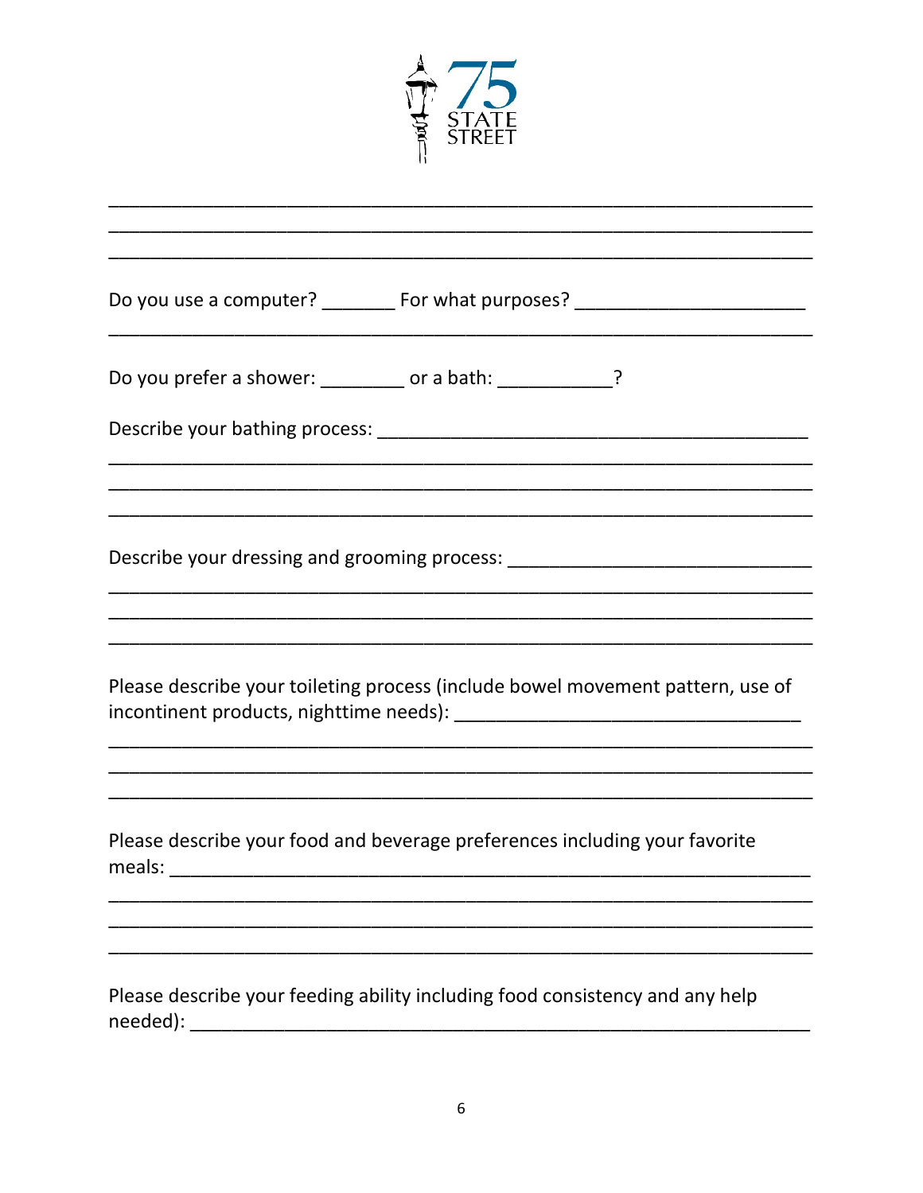75 STATE STREET

\_\_\_\_\_\_\_\_\_\_\_\_\_\_\_\_\_\_\_\_\_\_\_\_\_\_\_\_\_\_\_\_\_\_\_\_\_\_\_\_\_\_\_\_\_\_\_\_\_\_\_\_\_\_\_\_\_\_\_\_\_\_\_\_\_\_\_\_\_\_

\_\_\_\_\_\_\_\_\_\_\_\_\_\_\_\_\_\_\_\_\_\_\_\_\_\_\_\_\_\_\_\_\_\_\_\_\_\_\_\_\_\_\_\_\_\_\_\_\_\_\_\_\_\_\_\_\_\_\_\_\_\_\_\_\_\_\_\_\_\_

\_\_\_\_\_\_\_\_\_\_\_\_\_\_\_\_\_\_\_\_\_\_\_\_\_\_\_\_\_\_\_\_\_\_\_\_\_\_\_\_\_\_\_\_\_\_\_\_\_\_\_\_\_\_\_\_\_\_\_\_\_\_\_\_\_\_\_\_\_\_

Do you use a computer? \_\_\_\_\_\_\_ For what purposes? \_\_\_\_\_\_\_\_\_\_\_\_\_\_\_\_\_\_\_\_\_\_

\_\_\_\_\_\_\_\_\_\_\_\_\_\_\_\_\_\_\_\_\_\_\_\_\_\_\_\_\_\_\_\_\_\_\_\_\_\_\_\_\_\_\_\_\_\_\_\_\_\_\_\_\_\_\_\_\_\_\_\_\_\_\_\_\_\_\_\_\_\_

Do you prefer a shower: \_\_\_\_\_\_\_\_ or a bath: \_\_\_\_\_\_\_\_\_\_\_?

Describe your bathing process: \_\_\_\_\_\_\_\_\_\_\_\_\_\_\_\_\_\_\_\_\_\_\_\_\_\_\_\_\_\_\_\_\_\_\_\_\_\_\_\_\_\_

\_\_\_\_\_\_\_\_\_\_\_\_\_\_\_\_\_\_\_\_\_\_\_\_\_\_\_\_\_\_\_\_\_\_\_\_\_\_\_\_\_\_\_\_\_\_\_\_\_\_\_\_\_\_\_\_\_\_\_\_\_\_\_\_\_\_\_\_\_\_

\_\_\_\_\_\_\_\_\_\_\_\_\_\_\_\_\_\_\_\_\_\_\_\_\_\_\_\_\_\_\_\_\_\_\_\_\_\_\_\_\_\_\_\_\_\_\_\_\_\_\_\_\_\_\_\_\_\_\_\_\_\_\_\_\_\_\_\_\_\_

\_\_\_\_\_\_\_\_\_\_\_\_\_\_\_\_\_\_\_\_\_\_\_\_\_\_\_\_\_\_\_\_\_\_\_\_\_\_\_\_\_\_\_\_\_\_\_\_\_\_\_\_\_\_\_\_\_\_\_\_\_\_\_\_\_\_\_\_\_\_

Describe your dressing and grooming process: \_\_\_\_\_\_\_\_\_\_\_\_\_\_\_\_\_\_\_\_\_\_\_\_\_\_\_\_\_\_

\_\_\_\_\_\_\_\_\_\_\_\_\_\_\_\_\_\_\_\_\_\_\_\_\_\_\_\_\_\_\_\_\_\_\_\_\_\_\_\_\_\_\_\_\_\_\_\_\_\_\_\_\_\_\_\_\_\_\_\_\_\_\_\_\_\_\_\_\_\_

\_\_\_\_\_\_\_\_\_\_\_\_\_\_\_\_\_\_\_\_\_\_\_\_\_\_\_\_\_\_\_\_\_\_\_\_\_\_\_\_\_\_\_\_\_\_\_\_\_\_\_\_\_\_\_\_\_\_\_\_\_\_\_\_\_\_\_\_\_\_

\_\_\_\_\_\_\_\_\_\_\_\_\_\_\_\_\_\_\_\_\_\_\_\_\_\_\_\_\_\_\_\_\_\_\_\_\_\_\_\_\_\_\_\_\_\_\_\_\_\_\_\_\_\_\_\_\_\_\_\_\_\_\_\_\_\_\_\_\_\_

Please describe your toileting process (include bowel movement pattern, use of incontinent products, nighttime needs): \_\_\_\_\_\_\_\_\_\_\_\_\_\_\_\_\_\_\_\_\_\_\_\_\_\_\_\_\_\_\_\_\_\_\_

\_\_\_\_\_\_\_\_\_\_\_\_\_\_\_\_\_\_\_\_\_\_\_\_\_\_\_\_\_\_\_\_\_\_\_\_\_\_\_\_\_\_\_\_\_\_\_\_\_\_\_\_\_\_\_\_\_\_\_\_\_\_\_\_\_\_\_\_\_\_

\_\_\_\_\_\_\_\_\_\_\_\_\_\_\_\_\_\_\_\_\_\_\_\_\_\_\_\_\_\_\_\_\_\_\_\_\_\_\_\_\_\_\_\_\_\_\_\_\_\_\_\_\_\_\_\_\_\_\_\_\_\_\_\_\_\_\_\_\_\_

\_\_\_\_\_\_\_\_\_\_\_\_\_\_\_\_\_\_\_\_\_\_\_\_\_\_\_\_\_\_\_\_\_\_\_\_\_\_\_\_\_\_\_\_\_\_\_\_\_\_\_\_\_\_\_\_\_\_\_\_\_\_\_\_\_\_\_\_\_\_

Please describe your food and beverage preferences including your favorite meals: \_\_\_\_\_\_\_\_\_\_\_\_\_\_\_\_\_\_\_\_\_\_\_\_\_\_\_\_\_\_\_\_\_\_\_\_\_\_\_\_\_\_\_\_\_\_\_\_\_\_\_\_\_\_\_\_\_\_\_\_\_\_\_\_

\_\_\_\_\_\_\_\_\_\_\_\_\_\_\_\_\_\_\_\_\_\_\_\_\_\_\_\_\_\_\_\_\_\_\_\_\_\_\_\_\_\_\_\_\_\_\_\_\_\_\_\_\_\_\_\_\_\_\_\_\_\_\_\_\_\_\_\_\_\_

\_\_\_\_\_\_\_\_\_\_\_\_\_\_\_\_\_\_\_\_\_\_\_\_\_\_\_\_\_\_\_\_\_\_\_\_\_\_\_\_\_\_\_\_\_\_\_\_\_\_\_\_\_\_\_\_\_\_\_\_\_\_\_\_\_\_\_\_\_\_

\_\_\_\_\_\_\_\_\_\_\_\_\_\_\_\_\_\_\_\_\_\_\_\_\_\_\_\_\_\_\_\_\_\_\_\_\_\_\_\_\_\_\_\_\_\_\_\_\_\_\_\_\_\_\_\_\_\_\_\_\_\_\_\_\_\_\_\_\_\_

Please describe your feeding ability including food consistency and any help needed): \_\_\_\_\_\_\_\_\_\_\_\_\_\_\_\_\_\_\_\_\_\_\_\_\_\_\_\_\_\_\_\_\_\_\_\_\_\_\_\_\_\_\_\_\_\_\_\_\_\_\_\_\_\_\_\_\_\_\_\_\_\_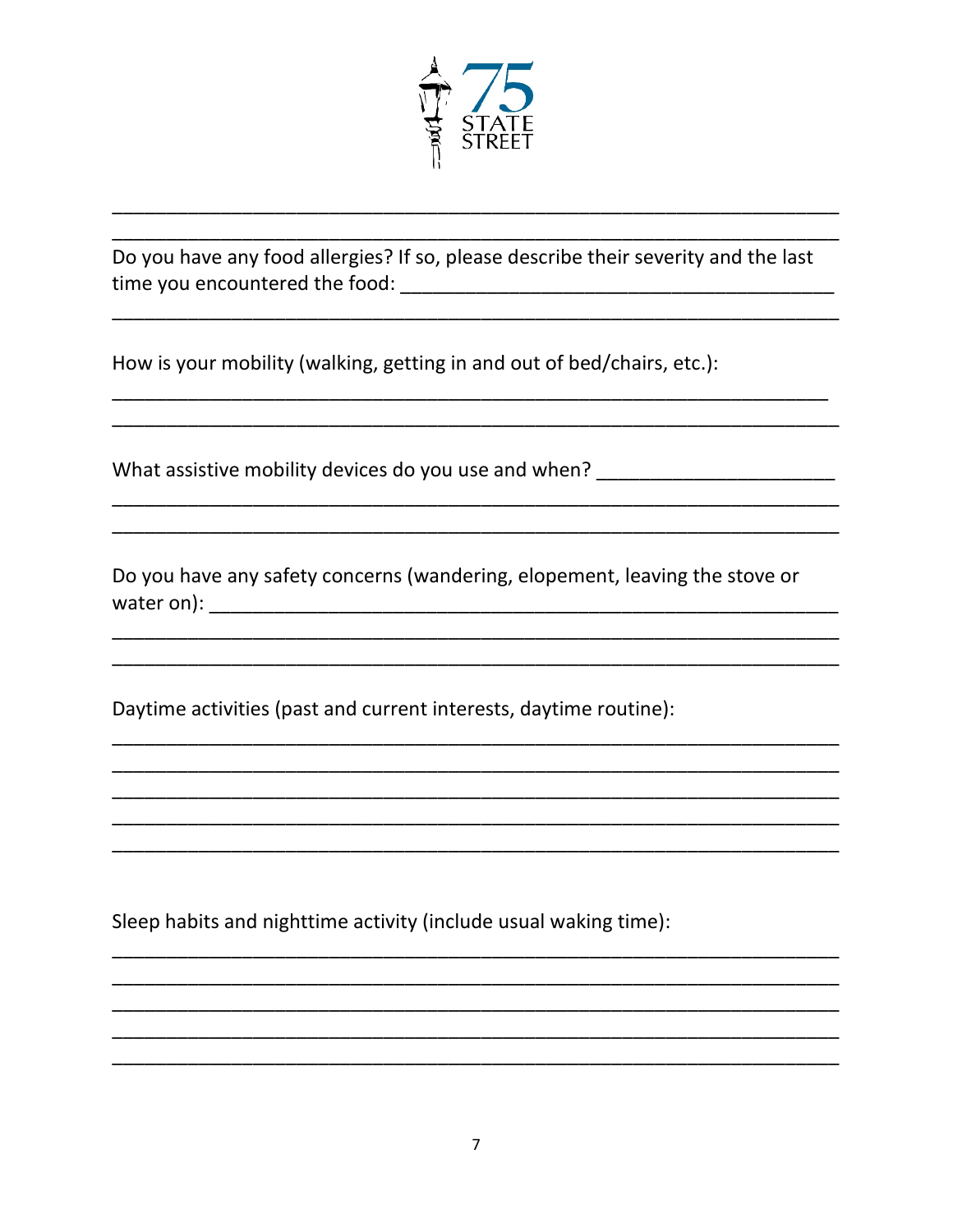Do you have any food allergies? If so, please describe their severity and the last time you encountered the food: ________________________________________

_______________________________________________________________

How is your mobility (walking, getting in and out of bed/chairs, etc.):

_______________________________________________________________

_______________________________________________________________

What assistive mobility devices do you use and when? ______________________

_______________________________________________________________

_______________________________________________________________

Do you have any safety concerns (wandering, elopement, leaving the stove or water on): ________________________________________________________

_______________________________________________________________

_______________________________________________________________

Daytime activities (past and current interests, daytime routine):

_______________________________________________________________

_______________________________________________________________

_______________________________________________________________

_______________________________________________________________

_______________________________________________________________

Sleep habits and nighttime activity (include usual waking time):

_______________________________________________________________

_______________________________________________________________

_______________________________________________________________

_______________________________________________________________

_______________________________________________________________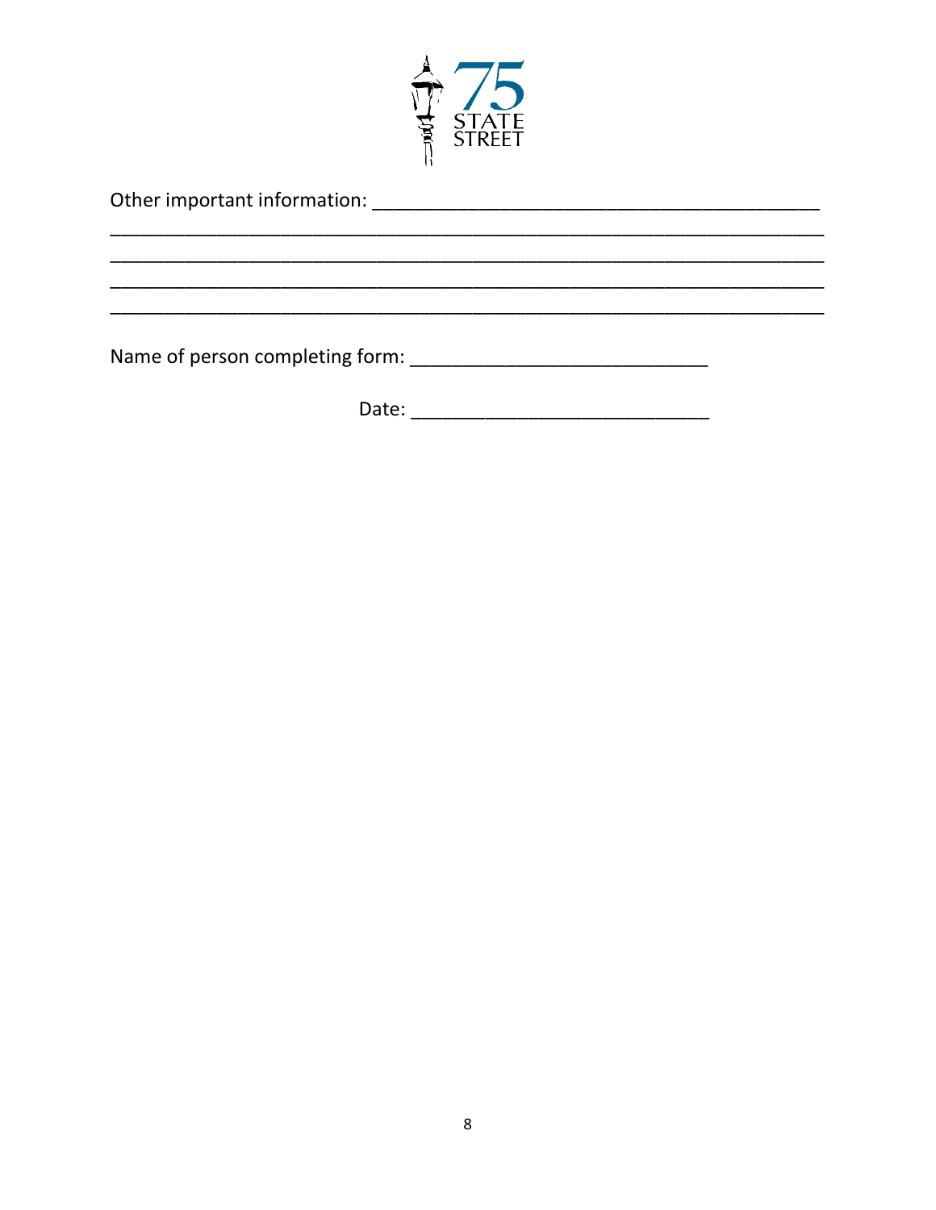75 STATE STREET

Other important information: ___________________________________________

_____________________________________________________________________

_____________________________________________________________________

_____________________________________________________________________

_____________________________________________________________________

Name of person completing form: ____________________________

Date: ____________________________